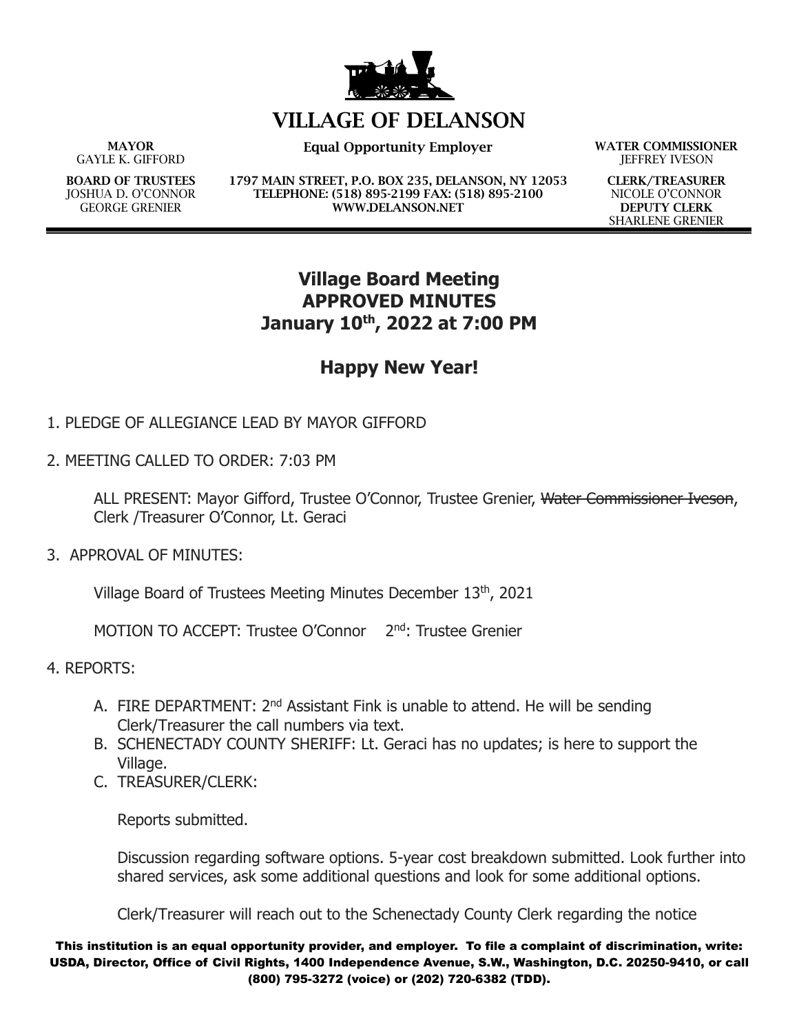// VILLAGE OF DELANSON

**MAYOR**
GAYLE K. GIFFORD

**Equal Opportunity Employer**

**WATER COMMISSIONER**
JEFFREY IVESON

**BOARD OF TRUSTEES**
JOSHUA D. O'CONNOR
GEORGE GRENIER

**1797 MAIN STREET, P.O. BOX 235, DELANSON, NY 12053**
**TELEPHONE: (518) 895-2199 FAX: (518) 895-2100**
**WWW.DELANSON.NET**

**CLERK/TREASURER**
NICOLE O'CONNOR
**DEPUTY CLERK**
SHARLENE GRENIER

---

## Village Board Meeting
## APPROVED MINUTES
## January 10th, 2022 at 7:00 PM

## Happy New Year!

1. PLEDGE OF ALLEGIANCE LEAD BY MAYOR GIFFORD

2. MEETING CALLED TO ORDER: 7:03 PM

   ALL PRESENT: Mayor Gifford, Trustee O'Connor, Trustee Grenier, ~~Water Commissioner Iveson~~, Clerk /Treasurer O'Connor, Lt. Geraci

3. APPROVAL OF MINUTES:

   Village Board of Trustees Meeting Minutes December 13th, 2021

   MOTION TO ACCEPT: Trustee O'Connor 2nd: Trustee Grenier

4. REPORTS:

   A. FIRE DEPARTMENT: 2nd Assistant Fink is unable to attend. He will be sending Clerk/Treasurer the call numbers via text.
   B. SCHENECTADY COUNTY SHERIFF: Lt. Geraci has no updates; is here to support the Village.
   C. TREASURER/CLERK:

      Reports submitted.

      Discussion regarding software options. 5-year cost breakdown submitted. Look further into shared services, ask some additional questions and look for some additional options.

      Clerk/Treasurer will reach out to the Schenectady County Clerk regarding the notice

**This institution is an equal opportunity provider, and employer. To file a complaint of discrimination, write: USDA, Director, Office of Civil Rights, 1400 Independence Avenue, S.W., Washington, D.C. 20250-9410, or call (800) 795-3272 (voice) or (202) 720-6382 (TDD).**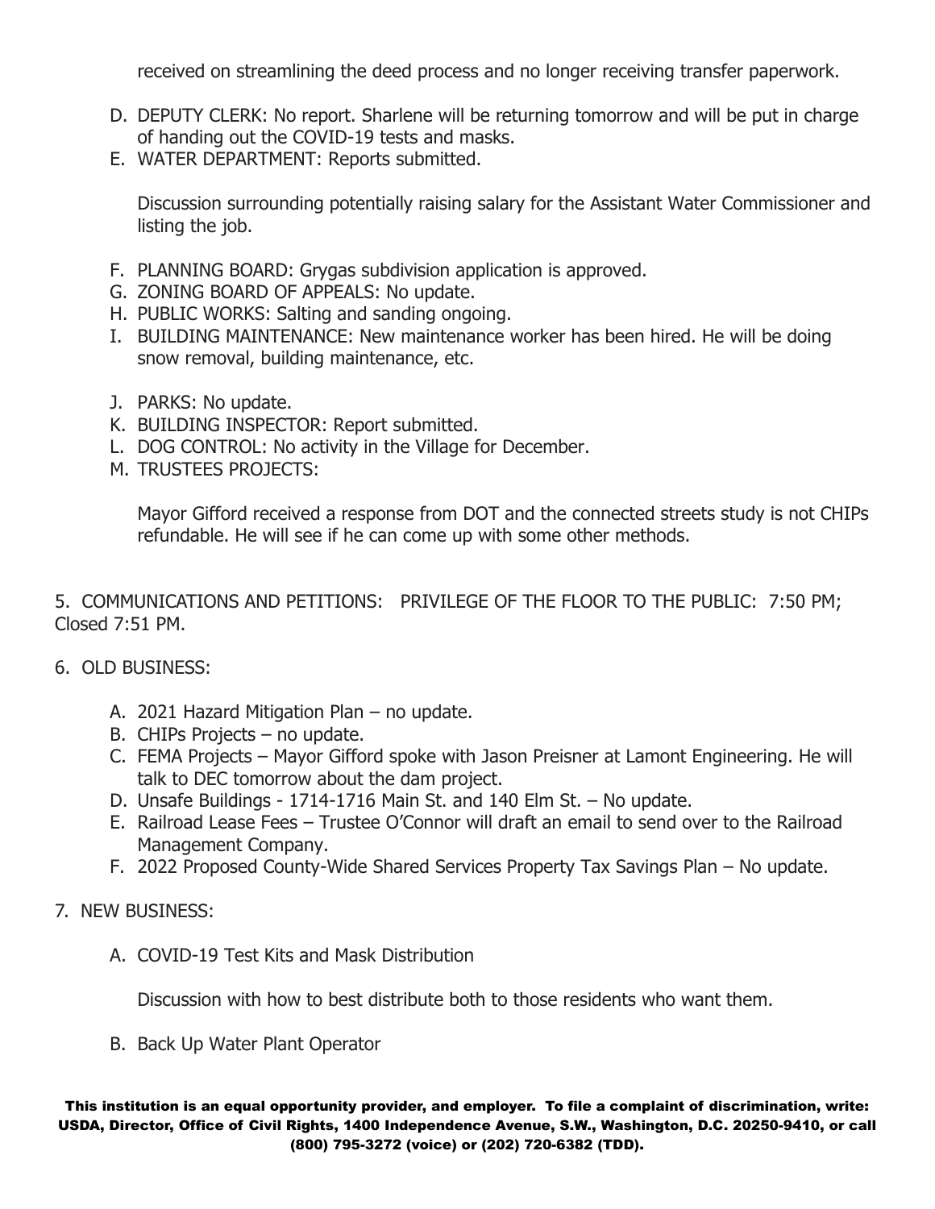received on streamlining the deed process and no longer receiving transfer paperwork.

D. DEPUTY CLERK: No report. Sharlene will be returning tomorrow and will be put in charge of handing out the COVID-19 tests and masks.

E. WATER DEPARTMENT: Reports submitted.

   Discussion surrounding potentially raising salary for the Assistant Water Commissioner and listing the job.

F. PLANNING BOARD: Grygas subdivision application is approved.

G. ZONING BOARD OF APPEALS: No update.

H. PUBLIC WORKS: Salting and sanding ongoing.

I. BUILDING MAINTENANCE: New maintenance worker has been hired. He will be doing snow removal, building maintenance, etc.

J. PARKS: No update.

K. BUILDING INSPECTOR: Report submitted.

L. DOG CONTROL: No activity in the Village for December.

M. TRUSTEES PROJECTS:

   Mayor Gifford received a response from DOT and the connected streets study is not CHIPs refundable. He will see if he can come up with some other methods.

5. COMMUNICATIONS AND PETITIONS: PRIVILEGE OF THE FLOOR TO THE PUBLIC: 7:50 PM; Closed 7:51 PM.

6. OLD BUSINESS:

   A. 2021 Hazard Mitigation Plan – no update.
   B. CHIPs Projects – no update.
   C. FEMA Projects – Mayor Gifford spoke with Jason Preisner at Lamont Engineering. He will talk to DEC tomorrow about the dam project.
   D. Unsafe Buildings - 1714-1716 Main St. and 140 Elm St. – No update.
   E. Railroad Lease Fees – Trustee O'Connor will draft an email to send over to the Railroad Management Company.
   F. 2022 Proposed County-Wide Shared Services Property Tax Savings Plan – No update.

7. NEW BUSINESS:

   A. COVID-19 Test Kits and Mask Distribution

      Discussion with how to best distribute both to those residents who want them.

   B. Back Up Water Plant Operator

**This institution is an equal opportunity provider, and employer. To file a complaint of discrimination, write: USDA, Director, Office of Civil Rights, 1400 Independence Avenue, S.W., Washington, D.C. 20250-9410, or call (800) 795-3272 (voice) or (202) 720-6382 (TDD).**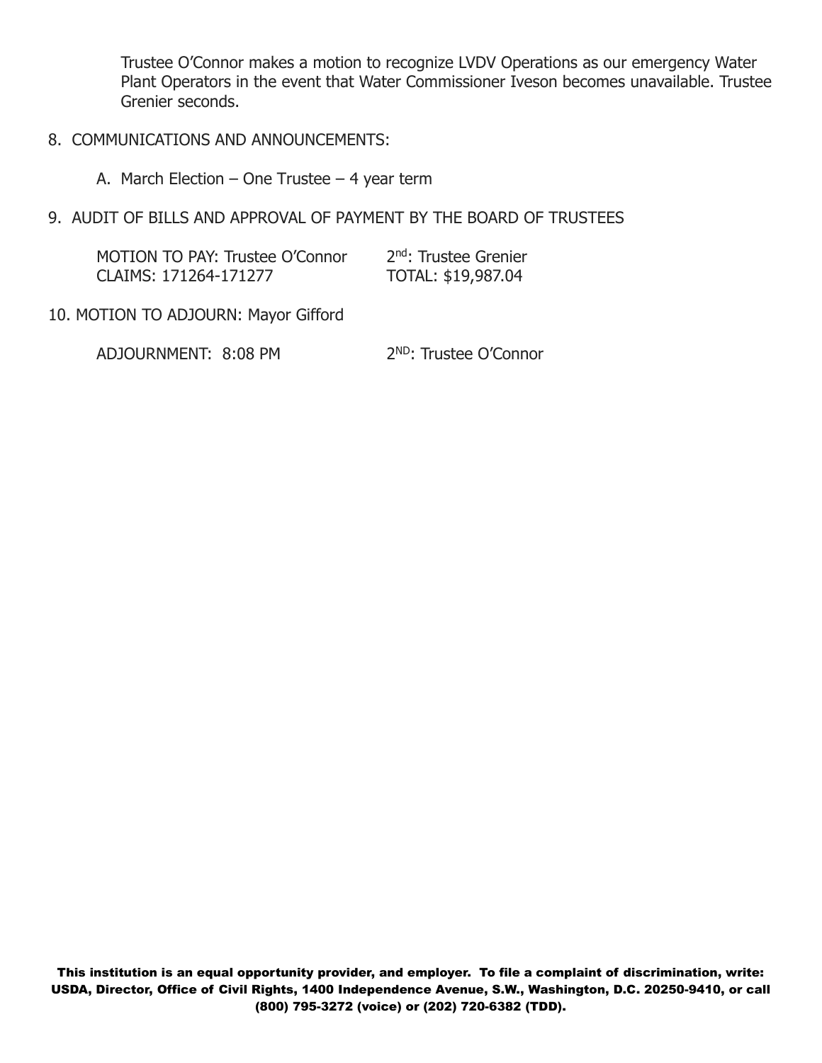Trustee O'Connor makes a motion to recognize LVDV Operations as our emergency Water Plant Operators in the event that Water Commissioner Iveson becomes unavailable. Trustee Grenier seconds.

8. COMMUNICATIONS AND ANNOUNCEMENTS:

   A. March Election – One Trustee – 4 year term

9. AUDIT OF BILLS AND APPROVAL OF PAYMENT BY THE BOARD OF TRUSTEES

   MOTION TO PAY: Trustee O'Connor     2nd: Trustee Grenier
   CLAIMS: 171264-171277     TOTAL: $19,987.04

10. MOTION TO ADJOURN: Mayor Gifford

   ADJOURNMENT: 8:08 PM     2ND: Trustee O'Connor

**This institution is an equal opportunity provider, and employer. To file a complaint of discrimination, write: USDA, Director, Office of Civil Rights, 1400 Independence Avenue, S.W., Washington, D.C. 20250-9410, or call (800) 795-3272 (voice) or (202) 720-6382 (TDD).**